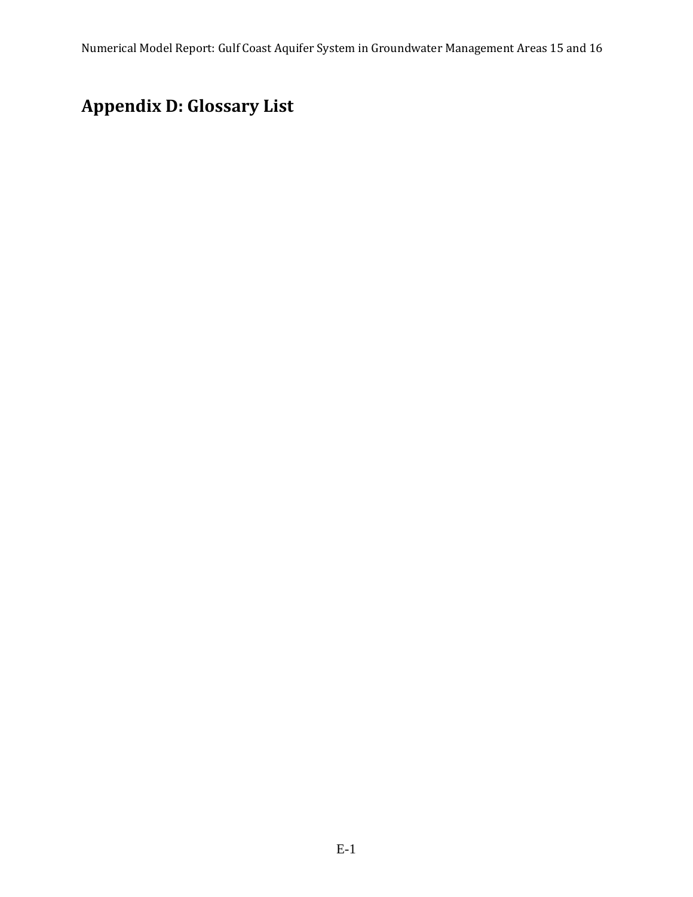# Appendix D: Glossary List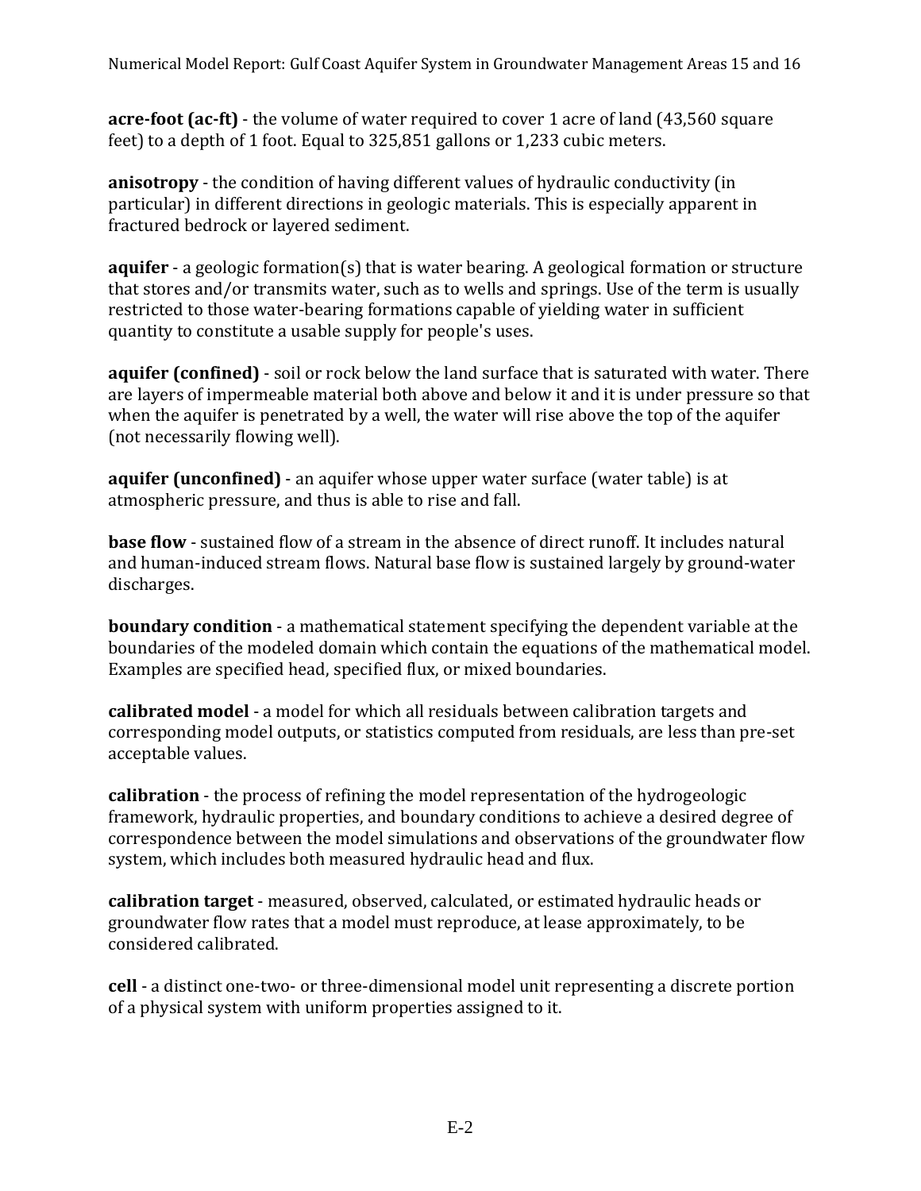**acre-foot (ac-ft)** - the volume of water required to cover 1 acre of land (43,560 square feet) to a depth of 1 foot. Equal to 325,851 gallons or 1,233 cubic meters.

**anisotropy** - the condition of having different values of hydraulic conductivity (in particular) in different directions in geologic materials. This is especially apparent in fractured bedrock or layered sediment.

**aquifer** - a geologic formation(s) that is water bearing. A geological formation or structure that stores and/or transmits water, such as to wells and springs. Use of the term is usually restricted to those water-bearing formations capable of yielding water in sufficient quantity to constitute a usable supply for people's uses.

**aquifer (confined)** - soil or rock below the land surface that is saturated with water. There are layers of impermeable material both above and below it and it is under pressure so that when the aquifer is penetrated by a well, the water will rise above the top of the aquifer (not necessarily flowing well).

**aquifer (unconfined)** - an aquifer whose upper water surface (water table) is at atmospheric pressure, and thus is able to rise and fall.

**base flow** - sustained flow of a stream in the absence of direct runoff. It includes natural and human-induced stream flows. Natural base flow is sustained largely by ground-water discharges.

**boundary condition** - a mathematical statement specifying the dependent variable at the boundaries of the modeled domain which contain the equations of the mathematical model. Examples are specified head, specified flux, or mixed boundaries.

**calibrated model** - a model for which all residuals between calibration targets and corresponding model outputs, or statistics computed from residuals, are less than pre-set acceptable values.

**calibration** - the process of refining the model representation of the hydrogeologic framework, hydraulic properties, and boundary conditions to achieve a desired degree of correspondence between the model simulations and observations of the groundwater flow system, which includes both measured hydraulic head and flux.

**calibration target** - measured, observed, calculated, or estimated hydraulic heads or groundwater flow rates that a model must reproduce, at lease approximately, to be considered calibrated.

**cell** - a distinct one-two- or three-dimensional model unit representing a discrete portion of a physical system with uniform properties assigned to it.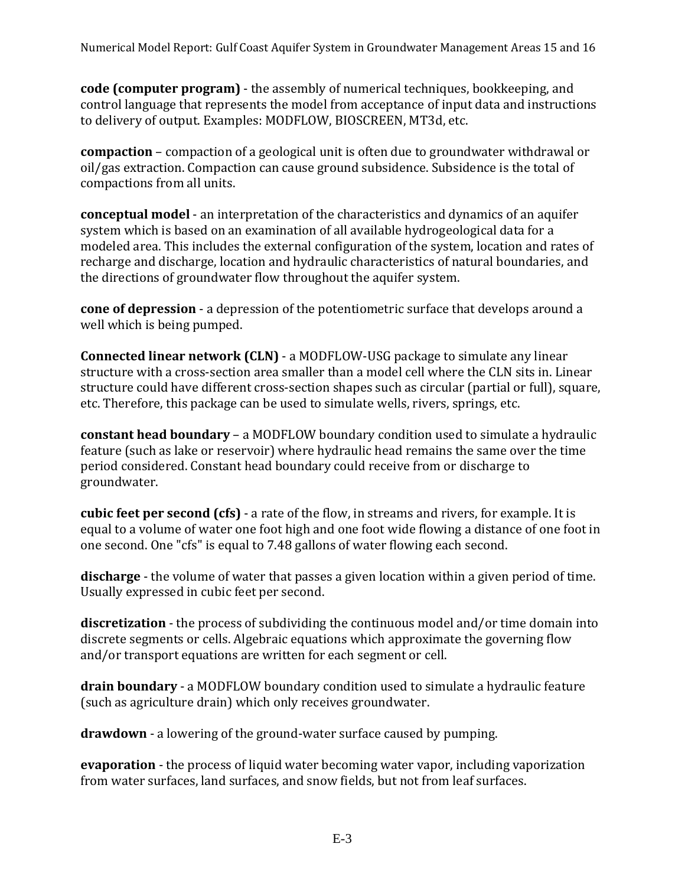**code (computer program)** - the assembly of numerical techniques, bookkeeping, and control language that represents the model from acceptance of input data and instructions to delivery of output. Examples: MODFLOW, BIOSCREEN, MT3d, etc.

**compaction** – compaction of a geological unit is often due to groundwater withdrawal or oil/gas extraction. Compaction can cause ground subsidence. Subsidence is the total of compactions from all units.

**conceptual model** - an interpretation of the characteristics and dynamics of an aquifer system which is based on an examination of all available hydrogeological data for a modeled area. This includes the external configuration of the system, location and rates of recharge and discharge, location and hydraulic characteristics of natural boundaries, and the directions of groundwater flow throughout the aquifer system.

**cone of depression** - a depression of the potentiometric surface that develops around a well which is being pumped.

**Connected linear network (CLN)** - a MODFLOW-USG package to simulate any linear structure with a cross-section area smaller than a model cell where the CLN sits in. Linear structure could have different cross-section shapes such as circular (partial or full), square, etc. Therefore, this package can be used to simulate wells, rivers, springs, etc.

**constant head boundary** – a MODFLOW boundary condition used to simulate a hydraulic feature (such as lake or reservoir) where hydraulic head remains the same over the time period considered. Constant head boundary could receive from or discharge to groundwater.

**cubic feet per second (cfs)** - a rate of the flow, in streams and rivers, for example. It is equal to a volume of water one foot high and one foot wide flowing a distance of one foot in one second. One "cfs" is equal to 7.48 gallons of water flowing each second.

**discharge** - the volume of water that passes a given location within a given period of time. Usually expressed in cubic feet per second.

**discretization** - the process of subdividing the continuous model and/or time domain into discrete segments or cells. Algebraic equations which approximate the governing flow and/or transport equations are written for each segment or cell.

**drain boundary** - a MODFLOW boundary condition used to simulate a hydraulic feature (such as agriculture drain) which only receives groundwater.

**drawdown** - a lowering of the ground-water surface caused by pumping.

**evaporation** - the process of liquid water becoming water vapor, including vaporization from water surfaces, land surfaces, and snow fields, but not from leaf surfaces.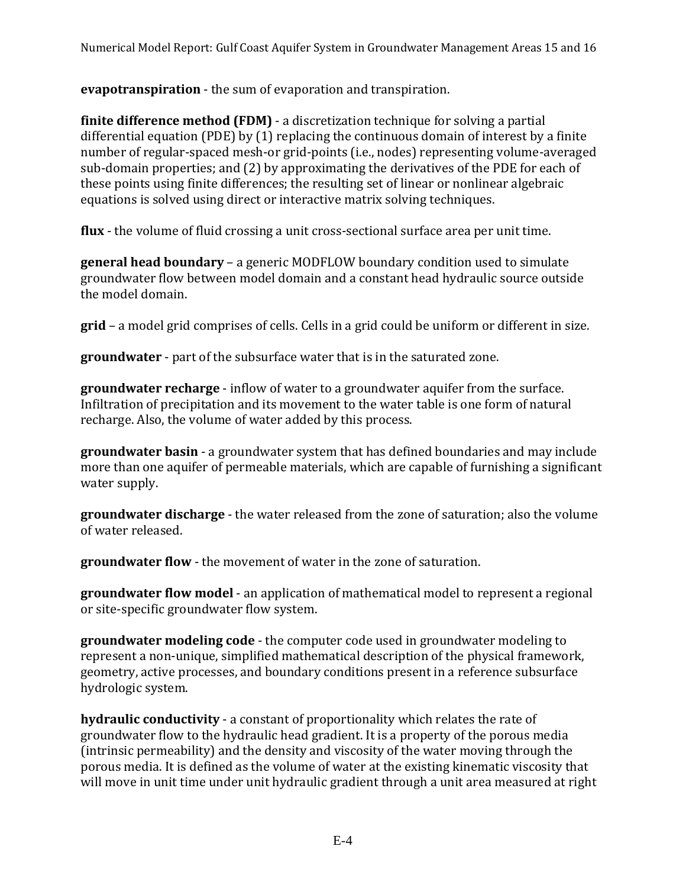**evapotranspiration** - the sum of evaporation and transpiration.

**finite difference method (FDM)** - a discretization technique for solving a partial differential equation (PDE) by (1) replacing the continuous domain of interest by a finite number of regular-spaced mesh-or grid-points (i.e., nodes) representing volume-averaged sub-domain properties; and (2) by approximating the derivatives of the PDE for each of these points using finite differences; the resulting set of linear or nonlinear algebraic equations is solved using direct or interactive matrix solving techniques.

**flux** - the volume of fluid crossing a unit cross-sectional surface area per unit time.

**general head boundary** – a generic MODFLOW boundary condition used to simulate groundwater flow between model domain and a constant head hydraulic source outside the model domain.

**grid** – a model grid comprises of cells. Cells in a grid could be uniform or different in size.

**groundwater** - part of the subsurface water that is in the saturated zone.

**groundwater recharge** - inflow of water to a groundwater aquifer from the surface. Infiltration of precipitation and its movement to the water table is one form of natural recharge. Also, the volume of water added by this process.

**groundwater basin** - a groundwater system that has defined boundaries and may include more than one aquifer of permeable materials, which are capable of furnishing a significant water supply.

**groundwater discharge** - the water released from the zone of saturation; also the volume of water released.

**groundwater flow** - the movement of water in the zone of saturation.

**groundwater flow model** - an application of mathematical model to represent a regional or site-specific groundwater flow system.

**groundwater modeling code** - the computer code used in groundwater modeling to represent a non-unique, simplified mathematical description of the physical framework, geometry, active processes, and boundary conditions present in a reference subsurface hydrologic system.

**hydraulic conductivity** - a constant of proportionality which relates the rate of groundwater flow to the hydraulic head gradient. It is a property of the porous media (intrinsic permeability) and the density and viscosity of the water moving through the porous media. It is defined as the volume of water at the existing kinematic viscosity that will move in unit time under unit hydraulic gradient through a unit area measured at right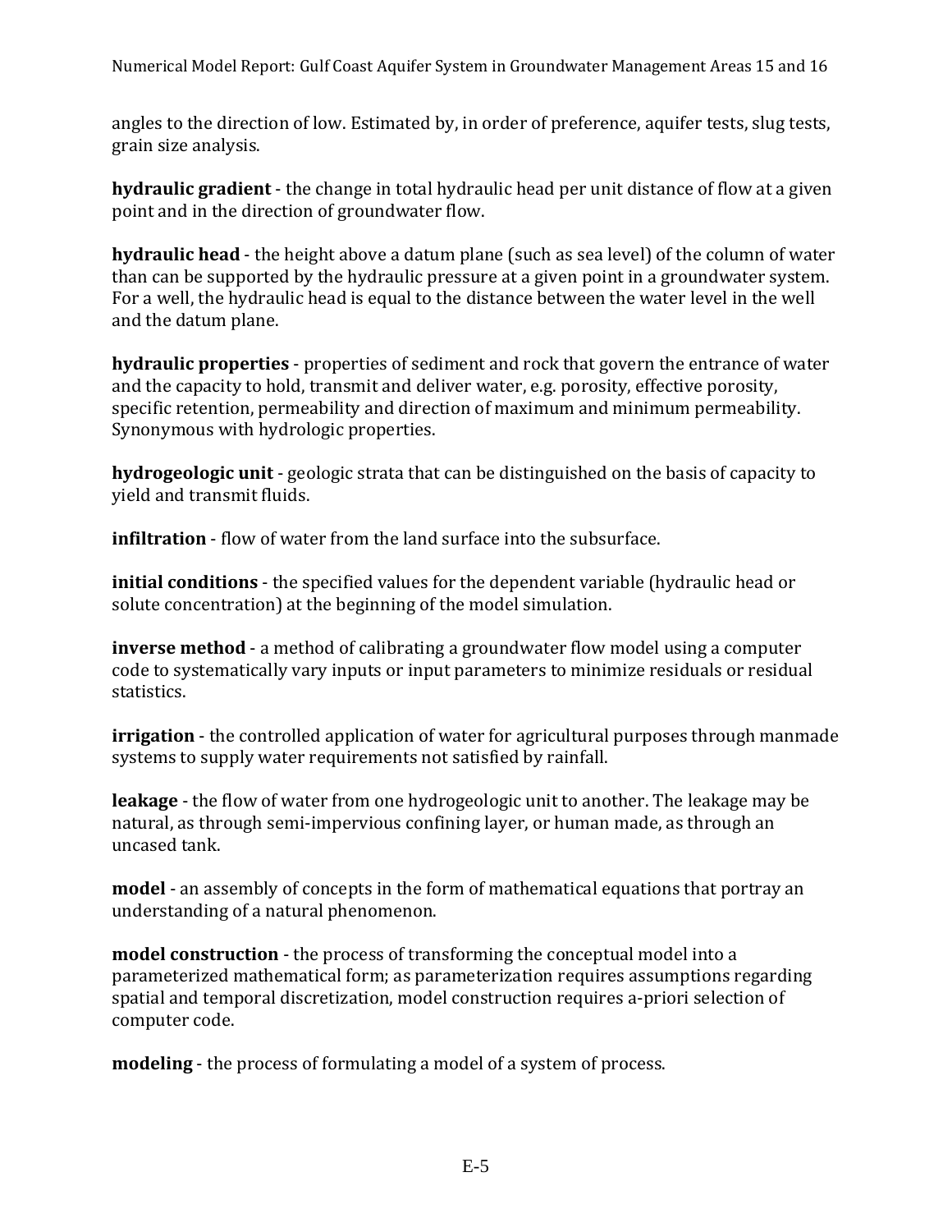angles to the direction of low. Estimated by, in order of preference, aquifer tests, slug tests, grain size analysis.

**hydraulic gradient** - the change in total hydraulic head per unit distance of flow at a given point and in the direction of groundwater flow.

**hydraulic head** - the height above a datum plane (such as sea level) of the column of water than can be supported by the hydraulic pressure at a given point in a groundwater system. For a well, the hydraulic head is equal to the distance between the water level in the well and the datum plane.

**hydraulic properties** - properties of sediment and rock that govern the entrance of water and the capacity to hold, transmit and deliver water, e.g. porosity, effective porosity, specific retention, permeability and direction of maximum and minimum permeability. Synonymous with hydrologic properties.

**hydrogeologic unit** - geologic strata that can be distinguished on the basis of capacity to yield and transmit fluids.

**infiltration** - flow of water from the land surface into the subsurface.

**initial conditions** - the specified values for the dependent variable (hydraulic head or solute concentration) at the beginning of the model simulation.

**inverse method** - a method of calibrating a groundwater flow model using a computer code to systematically vary inputs or input parameters to minimize residuals or residual statistics.

**irrigation** - the controlled application of water for agricultural purposes through manmade systems to supply water requirements not satisfied by rainfall.

**leakage** - the flow of water from one hydrogeologic unit to another. The leakage may be natural, as through semi-impervious confining layer, or human made, as through an uncased tank.

**model** - an assembly of concepts in the form of mathematical equations that portray an understanding of a natural phenomenon.

**model construction** - the process of transforming the conceptual model into a parameterized mathematical form; as parameterization requires assumptions regarding spatial and temporal discretization, model construction requires a-priori selection of computer code.

**modeling** - the process of formulating a model of a system of process.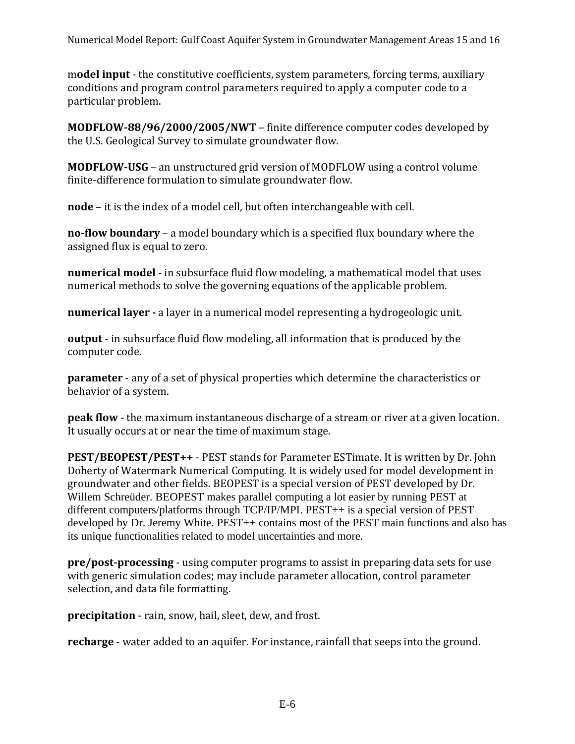m**odel input** - the constitutive coefficients, system parameters, forcing terms, auxiliary conditions and program control parameters required to apply a computer code to a particular problem.

**MODFLOW-88/96/2000/2005/NWT** – finite difference computer codes developed by the U.S. Geological Survey to simulate groundwater flow.

**MODFLOW-USG** – an unstructured grid version of MODFLOW using a control volume finite-difference formulation to simulate groundwater flow.

**node** – it is the index of a model cell, but often interchangeable with cell.

**no-flow boundary** – a model boundary which is a specified flux boundary where the assigned flux is equal to zero.

**numerical model** - in subsurface fluid flow modeling, a mathematical model that uses numerical methods to solve the governing equations of the applicable problem.

**numerical layer -** a layer in a numerical model representing a hydrogeologic unit.

**output** - in subsurface fluid flow modeling, all information that is produced by the computer code.

**parameter** - any of a set of physical properties which determine the characteristics or behavior of a system.

**peak flow** - the maximum instantaneous discharge of a stream or river at a given location. It usually occurs at or near the time of maximum stage.

**PEST/BEOPEST/PEST++** - PEST stands for Parameter ESTimate. It is written by Dr. John Doherty of Watermark Numerical Computing. It is widely used for model development in groundwater and other fields. BEOPEST is a special version of PEST developed by Dr. Willem Schreüder. BEOPEST makes parallel computing a lot easier by running PEST at different computers/platforms through TCP/IP/MPI. PEST++ is a special version of PEST developed by Dr. Jeremy White. PEST++ contains most of the PEST main functions and also has its unique functionalities related to model uncertainties and more.

**pre/post-processing** - using computer programs to assist in preparing data sets for use with generic simulation codes; may include parameter allocation, control parameter selection, and data file formatting.

**precipitation** - rain, snow, hail, sleet, dew, and frost.

**recharge** - water added to an aquifer. For instance, rainfall that seeps into the ground.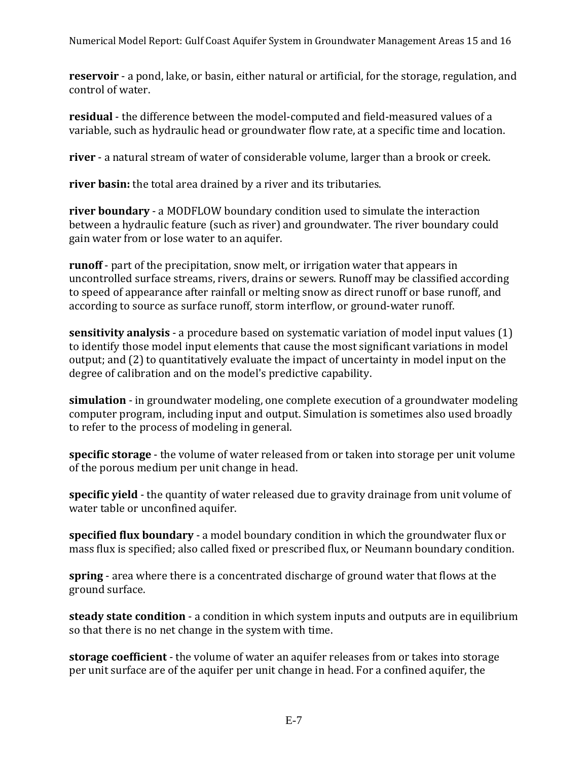**reservoir** - a pond, lake, or basin, either natural or artificial, for the storage, regulation, and control of water.

**residual** - the difference between the model-computed and field-measured values of a variable, such as hydraulic head or groundwater flow rate, at a specific time and location.

**river** - a natural stream of water of considerable volume, larger than a brook or creek.

**river basin:** the total area drained by a river and its tributaries.

**river boundary** - a MODFLOW boundary condition used to simulate the interaction between a hydraulic feature (such as river) and groundwater. The river boundary could gain water from or lose water to an aquifer.

**runoff** - part of the precipitation, snow melt, or irrigation water that appears in uncontrolled surface streams, rivers, drains or sewers. Runoff may be classified according to speed of appearance after rainfall or melting snow as direct runoff or base runoff, and according to source as surface runoff, storm interflow, or ground-water runoff.

**sensitivity analysis** - a procedure based on systematic variation of model input values (1) to identify those model input elements that cause the most significant variations in model output; and (2) to quantitatively evaluate the impact of uncertainty in model input on the degree of calibration and on the model's predictive capability.

**simulation** - in groundwater modeling, one complete execution of a groundwater modeling computer program, including input and output. Simulation is sometimes also used broadly to refer to the process of modeling in general.

**specific storage** - the volume of water released from or taken into storage per unit volume of the porous medium per unit change in head.

**specific yield** - the quantity of water released due to gravity drainage from unit volume of water table or unconfined aquifer.

**specified flux boundary** - a model boundary condition in which the groundwater flux or mass flux is specified; also called fixed or prescribed flux, or Neumann boundary condition.

**spring** - area where there is a concentrated discharge of ground water that flows at the ground surface.

**steady state condition** - a condition in which system inputs and outputs are in equilibrium so that there is no net change in the system with time.

**storage coefficient** - the volume of water an aquifer releases from or takes into storage per unit surface are of the aquifer per unit change in head. For a confined aquifer, the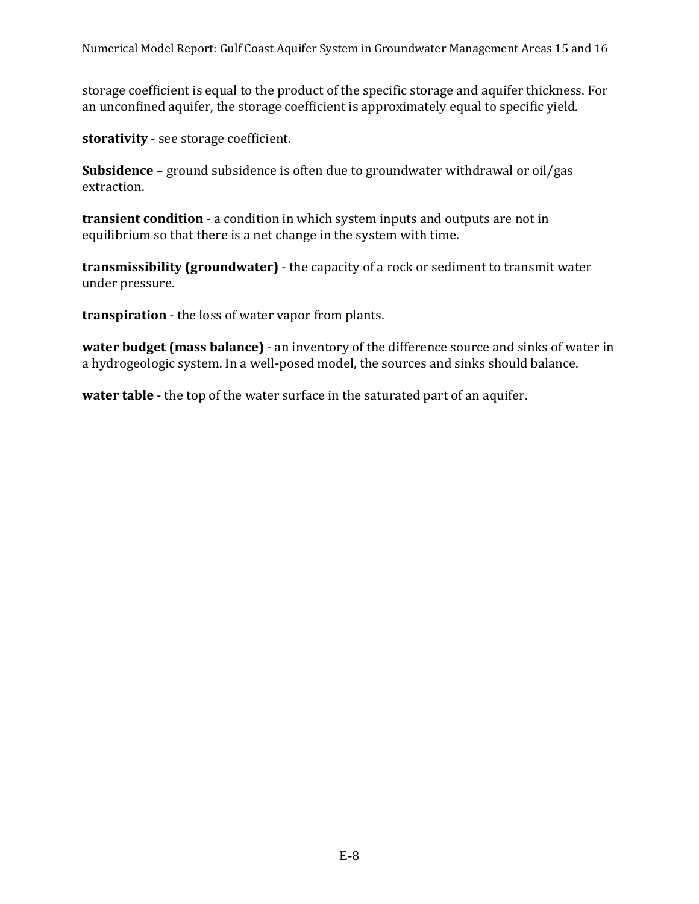storage coefficient is equal to the product of the specific storage and aquifer thickness. For an unconfined aquifer, the storage coefficient is approximately equal to specific yield.

**storativity** - see storage coefficient.

**Subsidence** – ground subsidence is often due to groundwater withdrawal or oil/gas extraction.

**transient condition** - a condition in which system inputs and outputs are not in equilibrium so that there is a net change in the system with time.

**transmissibility (groundwater)** - the capacity of a rock or sediment to transmit water under pressure.

**transpiration** - the loss of water vapor from plants.

**water budget (mass balance)** - an inventory of the difference source and sinks of water in a hydrogeologic system. In a well-posed model, the sources and sinks should balance.

**water table** - the top of the water surface in the saturated part of an aquifer.